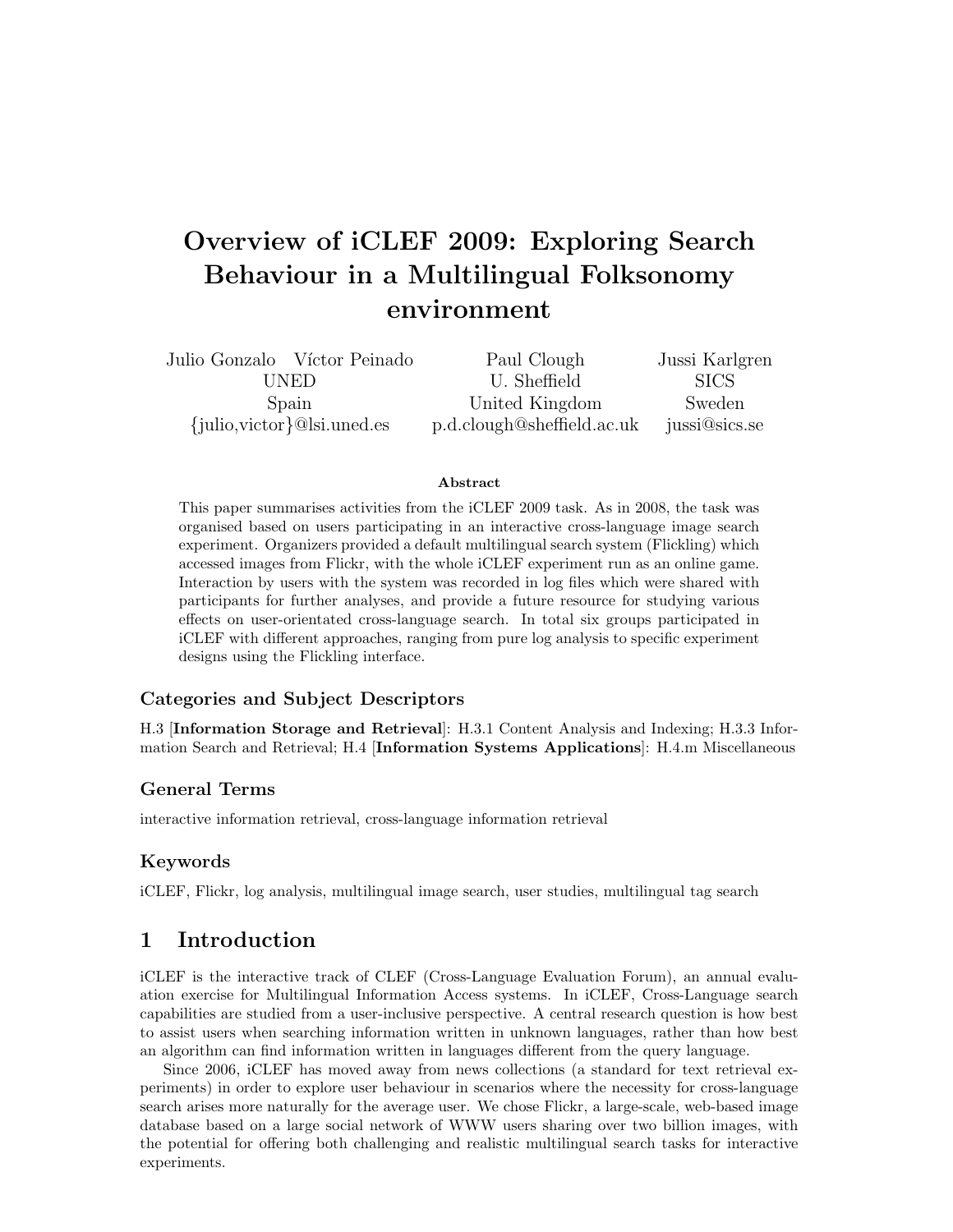# Overview of iCLEF 2009: Exploring Search Behaviour in a Multilingual Folksonomy environment

Julio Gonzalo Víctor Peinado
UNED
Spain
{julio,victor}@lsi.uned.es

Paul Clough
U. Sheffield
United Kingdom
p.d.clough@sheffield.ac.uk

Jussi Karlgren
SICS
Sweden
jussi@sics.se

### Abstract

This paper summarises activities from the iCLEF 2009 task. As in 2008, the task was organised based on users participating in an interactive cross-language image search experiment. Organizers provided a default multilingual search system (Flickling) which accessed images from Flickr, with the whole iCLEF experiment run as an online game. Interaction by users with the system was recorded in log files which were shared with participants for further analyses, and provide a future resource for studying various effects on user-orientated cross-language search. In total six groups participated in iCLEF with different approaches, ranging from pure log analysis to specific experiment designs using the Flickling interface.

### Categories and Subject Descriptors

H.3 [**Information Storage and Retrieval**]: H.3.1 Content Analysis and Indexing; H.3.3 Information Search and Retrieval; H.4 [**Information Systems Applications**]: H.4.m Miscellaneous

### General Terms

interactive information retrieval, cross-language information retrieval

### Keywords

iCLEF, Flickr, log analysis, multilingual image search, user studies, multilingual tag search

## 1 Introduction

iCLEF is the interactive track of CLEF (Cross-Language Evaluation Forum), an annual evaluation exercise for Multilingual Information Access systems. In iCLEF, Cross-Language search capabilities are studied from a user-inclusive perspective. A central research question is how best to assist users when searching information written in unknown languages, rather than how best an algorithm can find information written in languages different from the query language.

Since 2006, iCLEF has moved away from news collections (a standard for text retrieval experiments) in order to explore user behaviour in scenarios where the necessity for cross-language search arises more naturally for the average user. We chose Flickr, a large-scale, web-based image database based on a large social network of WWW users sharing over two billion images, with the potential for offering both challenging and realistic multilingual search tasks for interactive experiments.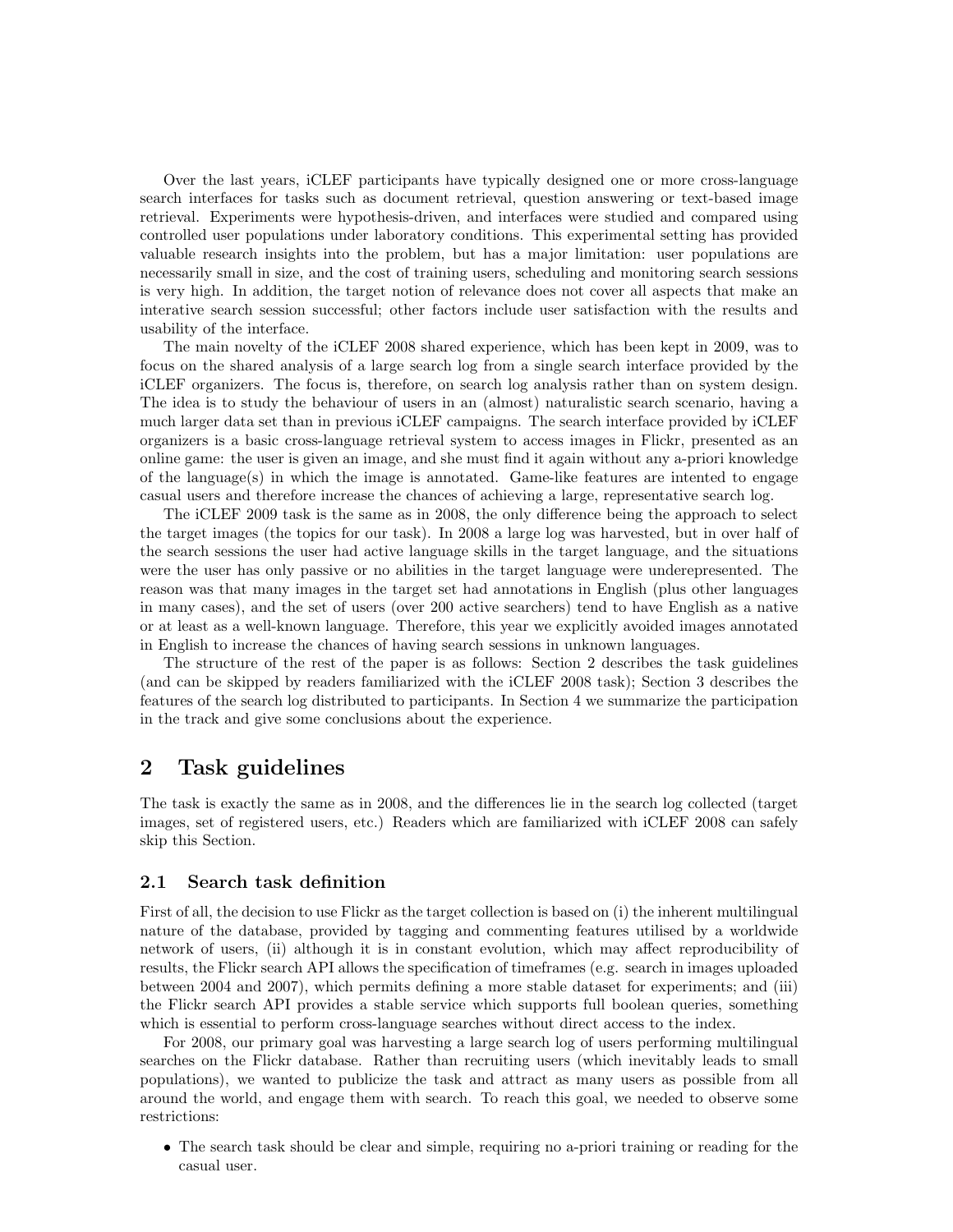Over the last years, iCLEF participants have typically designed one or more cross-language search interfaces for tasks such as document retrieval, question answering or text-based image retrieval. Experiments were hypothesis-driven, and interfaces were studied and compared using controlled user populations under laboratory conditions. This experimental setting has provided valuable research insights into the problem, but has a major limitation: user populations are necessarily small in size, and the cost of training users, scheduling and monitoring search sessions is very high. In addition, the target notion of relevance does not cover all aspects that make an interative search session successful; other factors include user satisfaction with the results and usability of the interface.

The main novelty of the iCLEF 2008 shared experience, which has been kept in 2009, was to focus on the shared analysis of a large search log from a single search interface provided by the iCLEF organizers. The focus is, therefore, on search log analysis rather than on system design. The idea is to study the behaviour of users in an (almost) naturalistic search scenario, having a much larger data set than in previous iCLEF campaigns. The search interface provided by iCLEF organizers is a basic cross-language retrieval system to access images in Flickr, presented as an online game: the user is given an image, and she must find it again without any a-priori knowledge of the language(s) in which the image is annotated. Game-like features are intented to engage casual users and therefore increase the chances of achieving a large, representative search log.

The iCLEF 2009 task is the same as in 2008, the only difference being the approach to select the target images (the topics for our task). In 2008 a large log was harvested, but in over half of the search sessions the user had active language skills in the target language, and the situations were the user has only passive or no abilities in the target language were underepresented. The reason was that many images in the target set had annotations in English (plus other languages in many cases), and the set of users (over 200 active searchers) tend to have English as a native or at least as a well-known language. Therefore, this year we explicitly avoided images annotated in English to increase the chances of having search sessions in unknown languages.

The structure of the rest of the paper is as follows: Section 2 describes the task guidelines (and can be skipped by readers familiarized with the iCLEF 2008 task); Section 3 describes the features of the search log distributed to participants. In Section 4 we summarize the participation in the track and give some conclusions about the experience.

# 2 Task guidelines

The task is exactly the same as in 2008, and the differences lie in the search log collected (target images, set of registered users, etc.) Readers which are familiarized with iCLEF 2008 can safely skip this Section.

## 2.1 Search task definition

First of all, the decision to use Flickr as the target collection is based on (i) the inherent multilingual nature of the database, provided by tagging and commenting features utilised by a worldwide network of users, (ii) although it is in constant evolution, which may affect reproducibility of results, the Flickr search API allows the specification of timeframes (e.g. search in images uploaded between 2004 and 2007), which permits defining a more stable dataset for experiments; and (iii) the Flickr search API provides a stable service which supports full boolean queries, something which is essential to perform cross-language searches without direct access to the index.

For 2008, our primary goal was harvesting a large search log of users performing multilingual searches on the Flickr database. Rather than recruiting users (which inevitably leads to small populations), we wanted to publicize the task and attract as many users as possible from all around the world, and engage them with search. To reach this goal, we needed to observe some restrictions:

- The search task should be clear and simple, requiring no a-priori training or reading for the casual user.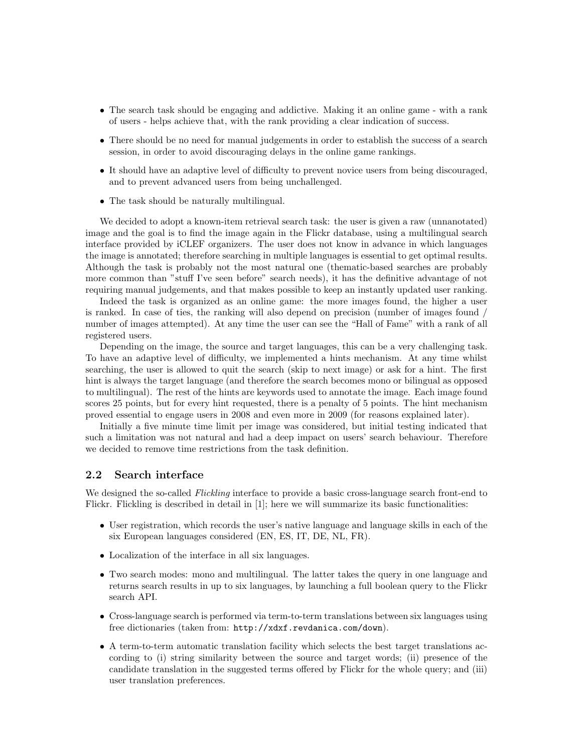- The search task should be engaging and addictive. Making it an online game - with a rank of users - helps achieve that, with the rank providing a clear indication of success.
- There should be no need for manual judgements in order to establish the success of a search session, in order to avoid discouraging delays in the online game rankings.
- It should have an adaptive level of difficulty to prevent novice users from being discouraged, and to prevent advanced users from being unchallenged.
- The task should be naturally multilingual.

We decided to adopt a known-item retrieval search task: the user is given a raw (unnanotated) image and the goal is to find the image again in the Flickr database, using a multilingual search interface provided by iCLEF organizers. The user does not know in advance in which languages the image is annotated; therefore searching in multiple languages is essential to get optimal results. Although the task is probably not the most natural one (thematic-based searches are probably more common than "stuff I've seen before" search needs), it has the definitive advantage of not requiring manual judgements, and that makes possible to keep an instantly updated user ranking.

Indeed the task is organized as an online game: the more images found, the higher a user is ranked. In case of ties, the ranking will also depend on precision (number of images found / number of images attempted). At any time the user can see the "Hall of Fame" with a rank of all registered users.

Depending on the image, the source and target languages, this can be a very challenging task. To have an adaptive level of difficulty, we implemented a hints mechanism. At any time whilst searching, the user is allowed to quit the search (skip to next image) or ask for a hint. The first hint is always the target language (and therefore the search becomes mono or bilingual as opposed to multilingual). The rest of the hints are keywords used to annotate the image. Each image found scores 25 points, but for every hint requested, there is a penalty of 5 points. The hint mechanism proved essential to engage users in 2008 and even more in 2009 (for reasons explained later).

Initially a five minute time limit per image was considered, but initial testing indicated that such a limitation was not natural and had a deep impact on users' search behaviour. Therefore we decided to remove time restrictions from the task definition.

## 2.2 Search interface

We designed the so-called *Flickling* interface to provide a basic cross-language search front-end to Flickr. Flickling is described in detail in [1]; here we will summarize its basic functionalities:

- User registration, which records the user's native language and language skills in each of the six European languages considered (EN, ES, IT, DE, NL, FR).
- Localization of the interface in all six languages.
- Two search modes: mono and multilingual. The latter takes the query in one language and returns search results in up to six languages, by launching a full boolean query to the Flickr search API.
- Cross-language search is performed via term-to-term translations between six languages using free dictionaries (taken from: `http://xdxf.revdanica.com/down`).
- A term-to-term automatic translation facility which selects the best target translations according to (i) string similarity between the source and target words; (ii) presence of the candidate translation in the suggested terms offered by Flickr for the whole query; and (iii) user translation preferences.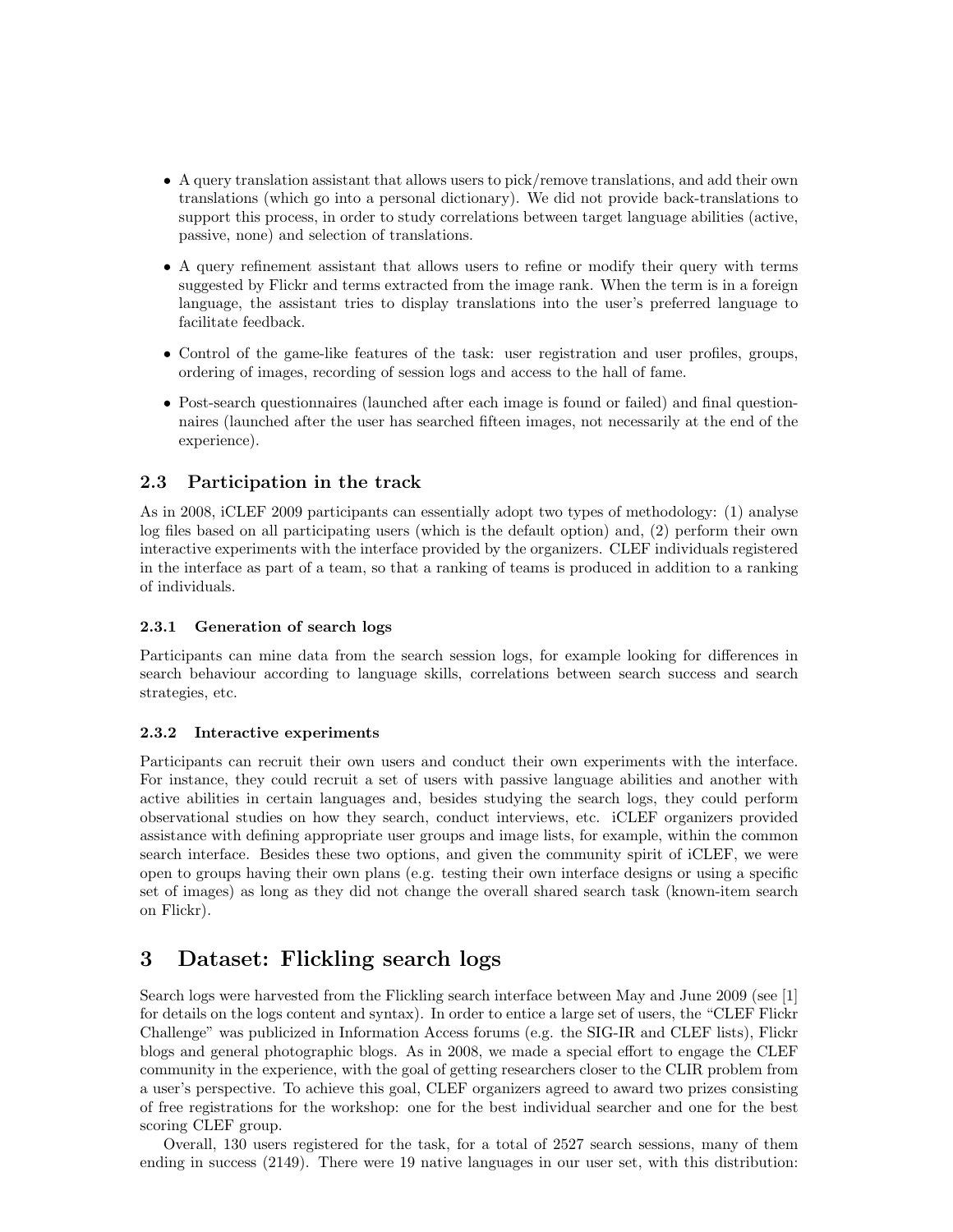- A query translation assistant that allows users to pick/remove translations, and add their own translations (which go into a personal dictionary). We did not provide back-translations to support this process, in order to study correlations between target language abilities (active, passive, none) and selection of translations.
- A query refinement assistant that allows users to refine or modify their query with terms suggested by Flickr and terms extracted from the image rank. When the term is in a foreign language, the assistant tries to display translations into the user's preferred language to facilitate feedback.
- Control of the game-like features of the task: user registration and user profiles, groups, ordering of images, recording of session logs and access to the hall of fame.
- Post-search questionnaires (launched after each image is found or failed) and final questionnaires (launched after the user has searched fifteen images, not necessarily at the end of the experience).

### 2.3 Participation in the track

As in 2008, iCLEF 2009 participants can essentially adopt two types of methodology: (1) analyse log files based on all participating users (which is the default option) and, (2) perform their own interactive experiments with the interface provided by the organizers. CLEF individuals registered in the interface as part of a team, so that a ranking of teams is produced in addition to a ranking of individuals.

#### 2.3.1 Generation of search logs

Participants can mine data from the search session logs, for example looking for differences in search behaviour according to language skills, correlations between search success and search strategies, etc.

#### 2.3.2 Interactive experiments

Participants can recruit their own users and conduct their own experiments with the interface. For instance, they could recruit a set of users with passive language abilities and another with active abilities in certain languages and, besides studying the search logs, they could perform observational studies on how they search, conduct interviews, etc. iCLEF organizers provided assistance with defining appropriate user groups and image lists, for example, within the common search interface. Besides these two options, and given the community spirit of iCLEF, we were open to groups having their own plans (e.g. testing their own interface designs or using a specific set of images) as long as they did not change the overall shared search task (known-item search on Flickr).

## 3 Dataset: Flickling search logs

Search logs were harvested from the Flickling search interface between May and June 2009 (see [1] for details on the logs content and syntax). In order to entice a large set of users, the "CLEF Flickr Challenge" was publicized in Information Access forums (e.g. the SIG-IR and CLEF lists), Flickr blogs and general photographic blogs. As in 2008, we made a special effort to engage the CLEF community in the experience, with the goal of getting researchers closer to the CLIR problem from a user's perspective. To achieve this goal, CLEF organizers agreed to award two prizes consisting of free registrations for the workshop: one for the best individual searcher and one for the best scoring CLEF group.

Overall, 130 users registered for the task, for a total of 2527 search sessions, many of them ending in success (2149). There were 19 native languages in our user set, with this distribution: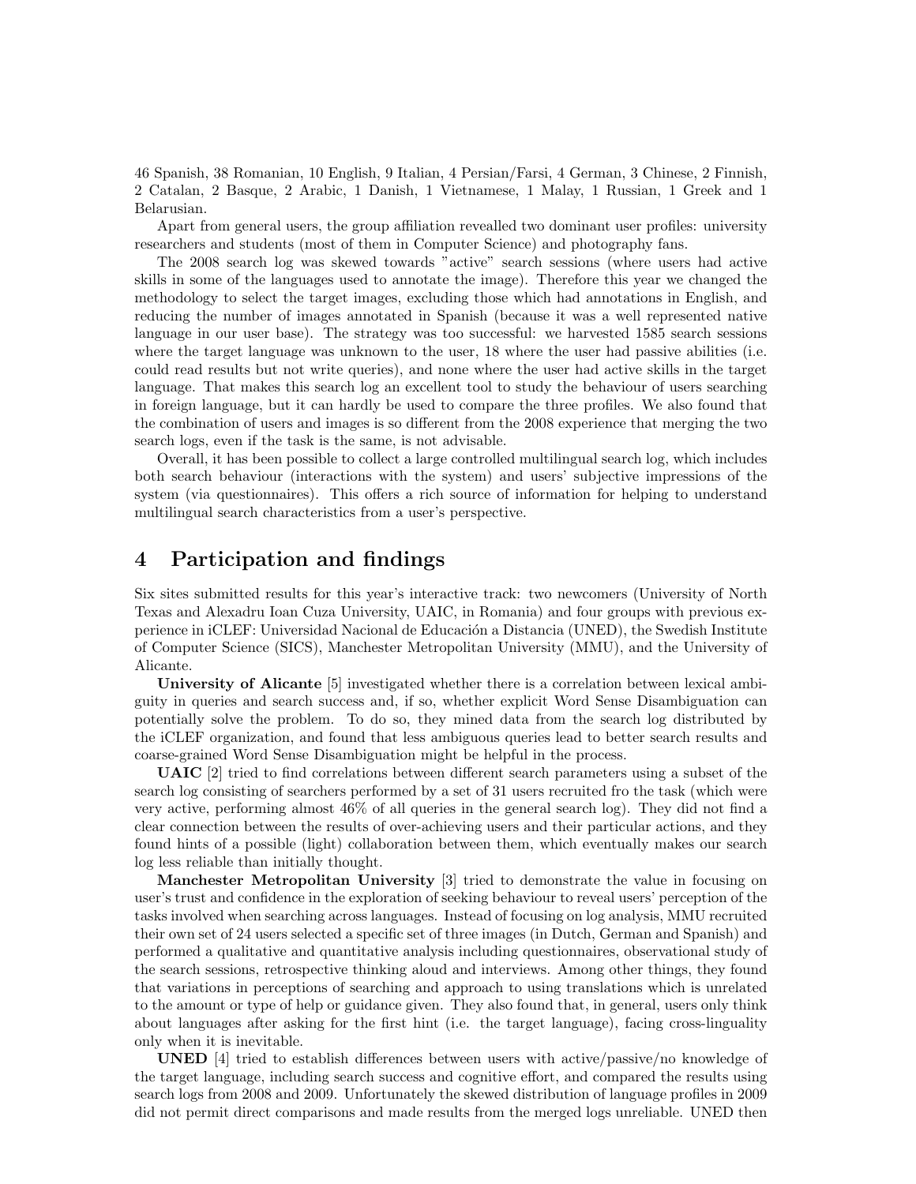46 Spanish, 38 Romanian, 10 English, 9 Italian, 4 Persian/Farsi, 4 German, 3 Chinese, 2 Finnish, 2 Catalan, 2 Basque, 2 Arabic, 1 Danish, 1 Vietnamese, 1 Malay, 1 Russian, 1 Greek and 1 Belarusian.

Apart from general users, the group affiliation revealled two dominant user profiles: university researchers and students (most of them in Computer Science) and photography fans.

The 2008 search log was skewed towards "active" search sessions (where users had active skills in some of the languages used to annotate the image). Therefore this year we changed the methodology to select the target images, excluding those which had annotations in English, and reducing the number of images annotated in Spanish (because it was a well represented native language in our user base). The strategy was too successful: we harvested 1585 search sessions where the target language was unknown to the user, 18 where the user had passive abilities (i.e. could read results but not write queries), and none where the user had active skills in the target language. That makes this search log an excellent tool to study the behaviour of users searching in foreign language, but it can hardly be used to compare the three profiles. We also found that the combination of users and images is so different from the 2008 experience that merging the two search logs, even if the task is the same, is not advisable.

Overall, it has been possible to collect a large controlled multilingual search log, which includes both search behaviour (interactions with the system) and users' subjective impressions of the system (via questionnaires). This offers a rich source of information for helping to understand multilingual search characteristics from a user's perspective.

# 4 Participation and findings

Six sites submitted results for this year's interactive track: two newcomers (University of North Texas and Alexadru Ioan Cuza University, UAIC, in Romania) and four groups with previous experience in iCLEF: Universidad Nacional de Educación a Distancia (UNED), the Swedish Institute of Computer Science (SICS), Manchester Metropolitan University (MMU), and the University of Alicante.

**University of Alicante** [5] investigated whether there is a correlation between lexical ambiguity in queries and search success and, if so, whether explicit Word Sense Disambiguation can potentially solve the problem. To do so, they mined data from the search log distributed by the iCLEF organization, and found that less ambiguous queries lead to better search results and coarse-grained Word Sense Disambiguation might be helpful in the process.

**UAIC** [2] tried to find correlations between different search parameters using a subset of the search log consisting of searchers performed by a set of 31 users recruited fro the task (which were very active, performing almost 46% of all queries in the general search log). They did not find a clear connection between the results of over-achieving users and their particular actions, and they found hints of a possible (light) collaboration between them, which eventually makes our search log less reliable than initially thought.

**Manchester Metropolitan University** [3] tried to demonstrate the value in focusing on user's trust and confidence in the exploration of seeking behaviour to reveal users' perception of the tasks involved when searching across languages. Instead of focusing on log analysis, MMU recruited their own set of 24 users selected a specific set of three images (in Dutch, German and Spanish) and performed a qualitative and quantitative analysis including questionnaires, observational study of the search sessions, retrospective thinking aloud and interviews. Among other things, they found that variations in perceptions of searching and approach to using translations which is unrelated to the amount or type of help or guidance given. They also found that, in general, users only think about languages after asking for the first hint (i.e. the target language), facing cross-linguality only when it is inevitable.

**UNED** [4] tried to establish differences between users with active/passive/no knowledge of the target language, including search success and cognitive effort, and compared the results using search logs from 2008 and 2009. Unfortunately the skewed distribution of language profiles in 2009 did not permit direct comparisons and made results from the merged logs unreliable. UNED then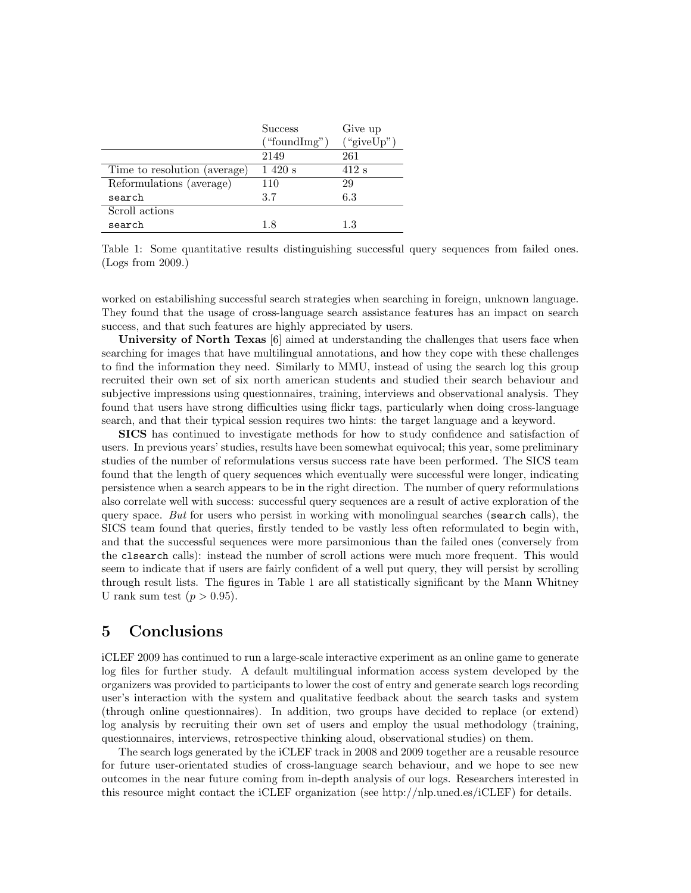| | Success ("foundImg") | Give up ("giveUp") |
|---|---|---|
| | 2149 | 261 |
| Time to resolution (average) | 1 420 s | 412 s |
| Reformulations (average) | 110 | 29 |
| `search` | 3.7 | 6.3 |
| Scroll actions | | |
| `search` | 1.8 | 1.3 |

Table 1: Some quantitative results distinguishing successful query sequences from failed ones. (Logs from 2009.)

worked on estabilishing successful search strategies when searching in foreign, unknown language. They found that the usage of cross-language search assistance features has an impact on search success, and that such features are highly appreciated by users.

**University of North Texas** [6] aimed at understanding the challenges that users face when searching for images that have multilingual annotations, and how they cope with these challenges to find the information they need. Similarly to MMU, instead of using the search log this group recruited their own set of six north american students and studied their search behaviour and subjective impressions using questionnaires, training, interviews and observational analysis. They found that users have strong difficulties using flickr tags, particularly when doing cross-language search, and that their typical session requires two hints: the target language and a keyword.

**SICS** has continued to investigate methods for how to study confidence and satisfaction of users. In previous years' studies, results have been somewhat equivocal; this year, some preliminary studies of the number of reformulations versus success rate have been performed. The SICS team found that the length of query sequences which eventually were successful were longer, indicating persistence when a search appears to be in the right direction. The number of query reformulations also correlate well with success: successful query sequences are a result of active exploration of the query space. *But* for users who persist in working with monolingual searches (`search` calls), the SICS team found that queries, firstly tended to be vastly less often reformulated to begin with, and that the successful sequences were more parsimonious than the failed ones (conversely from the `clsearch` calls): instead the number of scroll actions were much more frequent. This would seem to indicate that if users are fairly confident of a well put query, they will persist by scrolling through result lists. The figures in Table 1 are all statistically significant by the Mann Whitney U rank sum test ($p > 0.95$).

## 5 Conclusions

iCLEF 2009 has continued to run a large-scale interactive experiment as an online game to generate log files for further study. A default multilingual information access system developed by the organizers was provided to participants to lower the cost of entry and generate search logs recording user's interaction with the system and qualitative feedback about the search tasks and system (through online questionnaires). In addition, two groups have decided to replace (or extend) log analysis by recruiting their own set of users and employ the usual methodology (training, questionnaires, interviews, retrospective thinking aloud, observational studies) on them.

The search logs generated by the iCLEF track in 2008 and 2009 together are a reusable resource for future user-orientated studies of cross-language search behaviour, and we hope to see new outcomes in the near future coming from in-depth analysis of our logs. Researchers interested in this resource might contact the iCLEF organization (see http://nlp.uned.es/iCLEF) for details.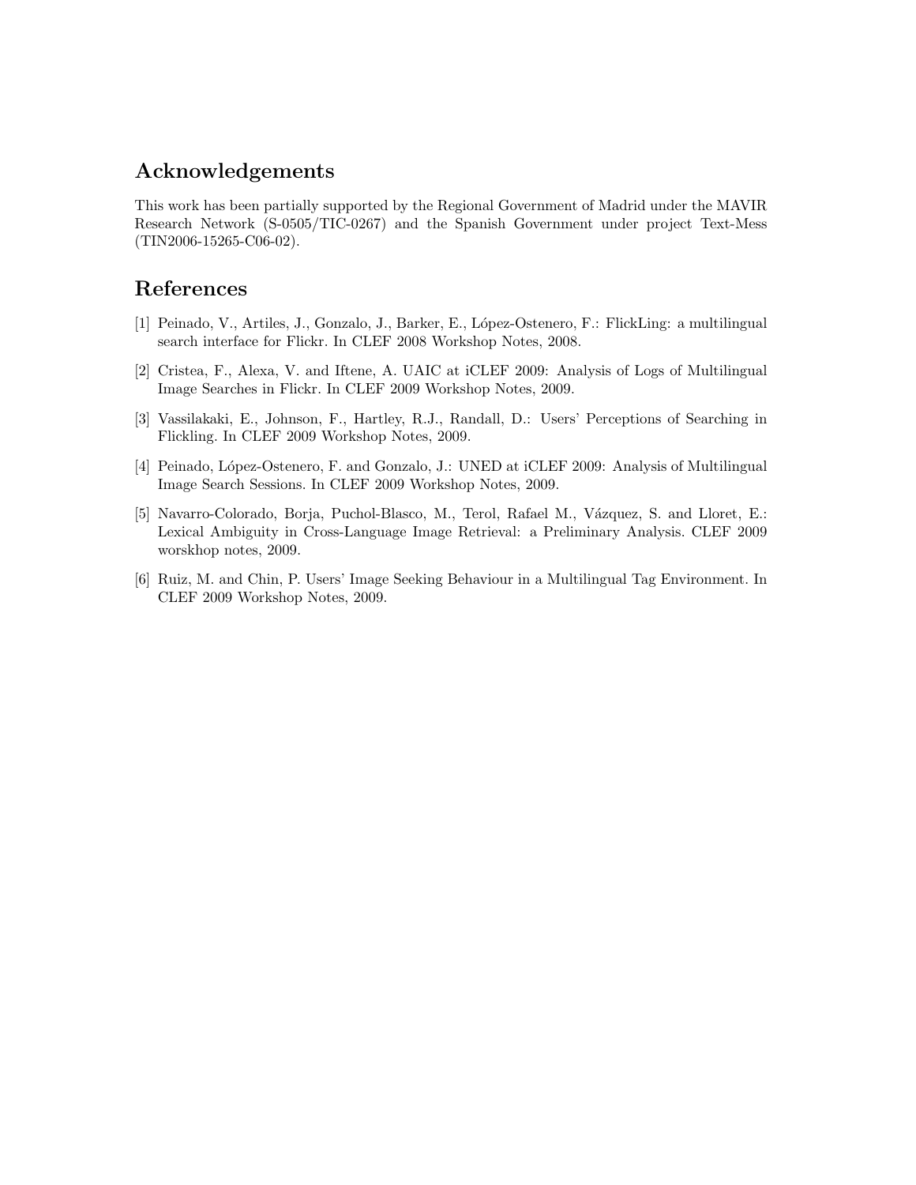## Acknowledgements

This work has been partially supported by the Regional Government of Madrid under the MAVIR Research Network (S-0505/TIC-0267) and the Spanish Government under project Text-Mess (TIN2006-15265-C06-02).

## References

[1] Peinado, V., Artiles, J., Gonzalo, J., Barker, E., López-Ostenero, F.: FlickLing: a multilingual search interface for Flickr. In CLEF 2008 Workshop Notes, 2008.

[2] Cristea, F., Alexa, V. and Iftene, A. UAIC at iCLEF 2009: Analysis of Logs of Multilingual Image Searches in Flickr. In CLEF 2009 Workshop Notes, 2009.

[3] Vassilakaki, E., Johnson, F., Hartley, R.J., Randall, D.: Users' Perceptions of Searching in Flickling. In CLEF 2009 Workshop Notes, 2009.

[4] Peinado, López-Ostenero, F. and Gonzalo, J.: UNED at iCLEF 2009: Analysis of Multilingual Image Search Sessions. In CLEF 2009 Workshop Notes, 2009.

[5] Navarro-Colorado, Borja, Puchol-Blasco, M., Terol, Rafael M., Vázquez, S. and Lloret, E.: Lexical Ambiguity in Cross-Language Image Retrieval: a Preliminary Analysis. CLEF 2009 worskhop notes, 2009.

[6] Ruiz, M. and Chin, P. Users' Image Seeking Behaviour in a Multilingual Tag Environment. In CLEF 2009 Workshop Notes, 2009.